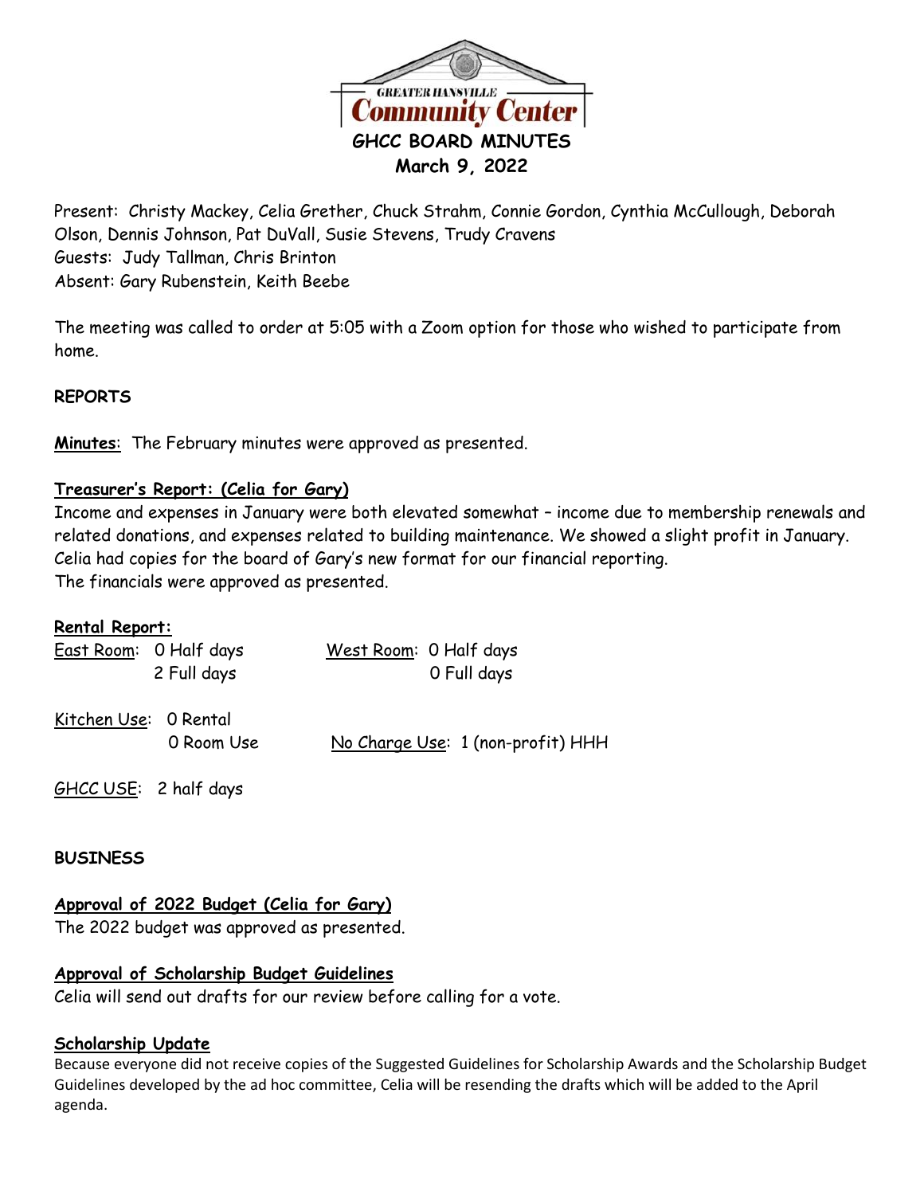GREATER HANSVILLE Community Center

# GHCC BOARD MINUTES

**March 9, 2022**

Present: Christy Mackey, Celia Grether, Chuck Strahm, Connie Gordon, Cynthia McCullough, Deborah Olson, Dennis Johnson, Pat DuVall, Susie Stevens, Trudy Cravens
Guests: Judy Tallman, Chris Brinton
Absent: Gary Rubenstein, Keith Beebe

The meeting was called to order at 5:05 with a Zoom option for those who wished to participate from home.

## REPORTS

**Minutes**: The February minutes were approved as presented.

**Treasurer's Report: (Celia for Gary)**
Income and expenses in January were both elevated somewhat – income due to membership renewals and related donations, and expenses related to building maintenance. We showed a slight profit in January. Celia had copies for the board of Gary's new format for our financial reporting.
The financials were approved as presented.

**Rental Report:**

| | | | |
|---|---|---|---|
| East Room: | 0 Half days | West Room: | 0 Half days |
| | 2 Full days | | 0 Full days |
| Kitchen Use: | 0 Rental | | |
| | 0 Room Use | No Charge Use: | 1 (non-profit) HHH |
| GHCC USE: | 2 half days | | |

## BUSINESS

**Approval of 2022 Budget (Celia for Gary)**
The 2022 budget was approved as presented.

**Approval of Scholarship Budget Guidelines**
Celia will send out drafts for our review before calling for a vote.

**Scholarship Update**
Because everyone did not receive copies of the Suggested Guidelines for Scholarship Awards and the Scholarship Budget Guidelines developed by the ad hoc committee, Celia will be resending the drafts which will be added to the April agenda.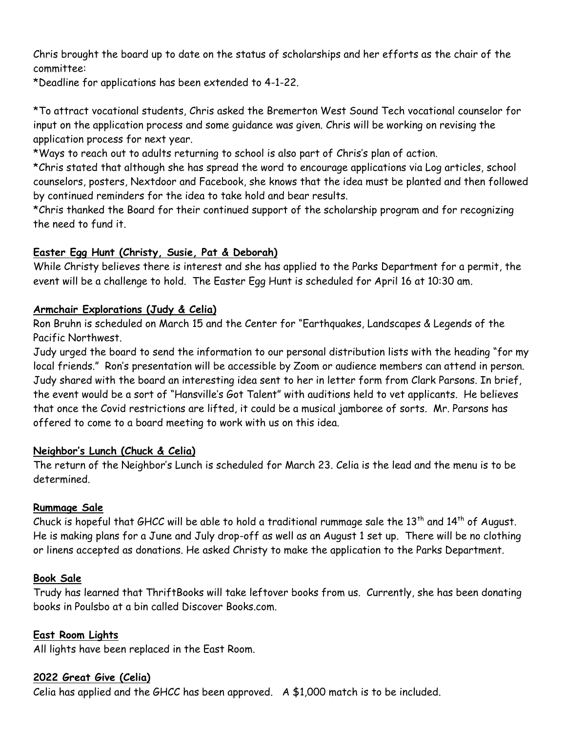Chris brought the board up to date on the status of scholarships and her efforts as the chair of the committee:

*Deadline for applications has been extended to 4-1-22.

*To attract vocational students, Chris asked the Bremerton West Sound Tech vocational counselor for input on the application process and some guidance was given. Chris will be working on revising the application process for next year.

*Ways to reach out to adults returning to school is also part of Chris's plan of action.

*Chris stated that although she has spread the word to encourage applications via Log articles, school counselors, posters, Nextdoor and Facebook, she knows that the idea must be planted and then followed by continued reminders for the idea to take hold and bear results.

*Chris thanked the Board for their continued support of the scholarship program and for recognizing the need to fund it.

**Easter Egg Hunt (Christy, Susie, Pat & Deborah)**

While Christy believes there is interest and she has applied to the Parks Department for a permit, the event will be a challenge to hold. The Easter Egg Hunt is scheduled for April 16 at 10:30 am.

**Armchair Explorations (Judy & Celia)**

Ron Bruhn is scheduled on March 15 and the Center for "Earthquakes, Landscapes & Legends of the Pacific Northwest.

Judy urged the board to send the information to our personal distribution lists with the heading "for my local friends." Ron's presentation will be accessible by Zoom or audience members can attend in person. Judy shared with the board an interesting idea sent to her in letter form from Clark Parsons. In brief, the event would be a sort of "Hansville's Got Talent" with auditions held to vet applicants. He believes that once the Covid restrictions are lifted, it could be a musical jamboree of sorts. Mr. Parsons has offered to come to a board meeting to work with us on this idea.

**Neighbor's Lunch (Chuck & Celia)**

The return of the Neighbor's Lunch is scheduled for March 23. Celia is the lead and the menu is to be determined.

**Rummage Sale**

Chuck is hopeful that GHCC will be able to hold a traditional rummage sale the 13th and 14th of August. He is making plans for a June and July drop-off as well as an August 1 set up. There will be no clothing or linens accepted as donations. He asked Christy to make the application to the Parks Department.

**Book Sale**

Trudy has learned that ThriftBooks will take leftover books from us. Currently, she has been donating books in Poulsbo at a bin called Discover Books.com.

**East Room Lights**

All lights have been replaced in the East Room.

**2022 Great Give (Celia)**

Celia has applied and the GHCC has been approved. A $1,000 match is to be included.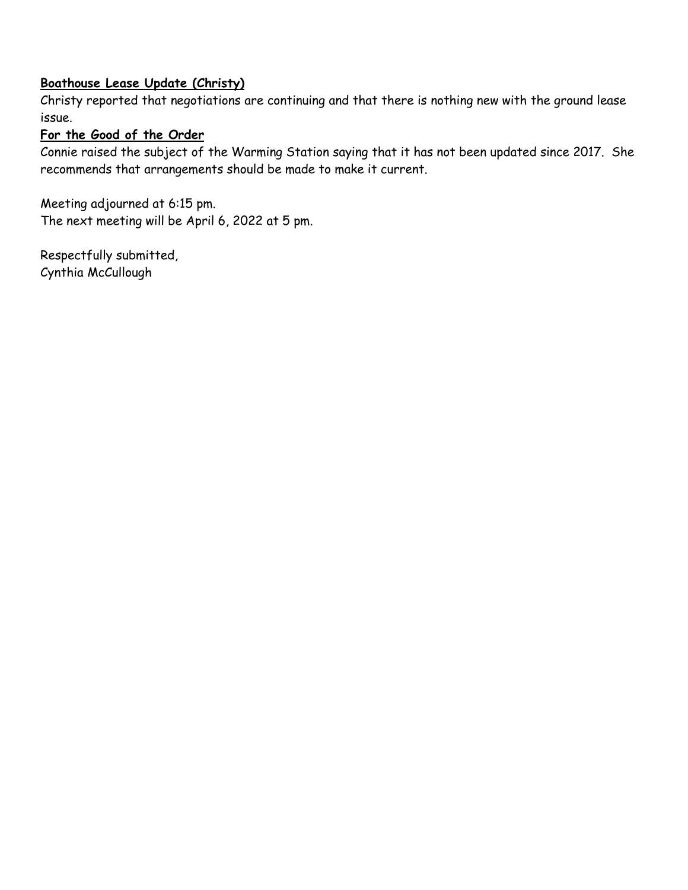**Boathouse Lease Update (Christy)**

Christy reported that negotiations are continuing and that there is nothing new with the ground lease issue.

**For the Good of the Order**

Connie raised the subject of the Warming Station saying that it has not been updated since 2017. She recommends that arrangements should be made to make it current.

Meeting adjourned at 6:15 pm.
The next meeting will be April 6, 2022 at 5 pm.

Respectfully submitted,
Cynthia McCullough